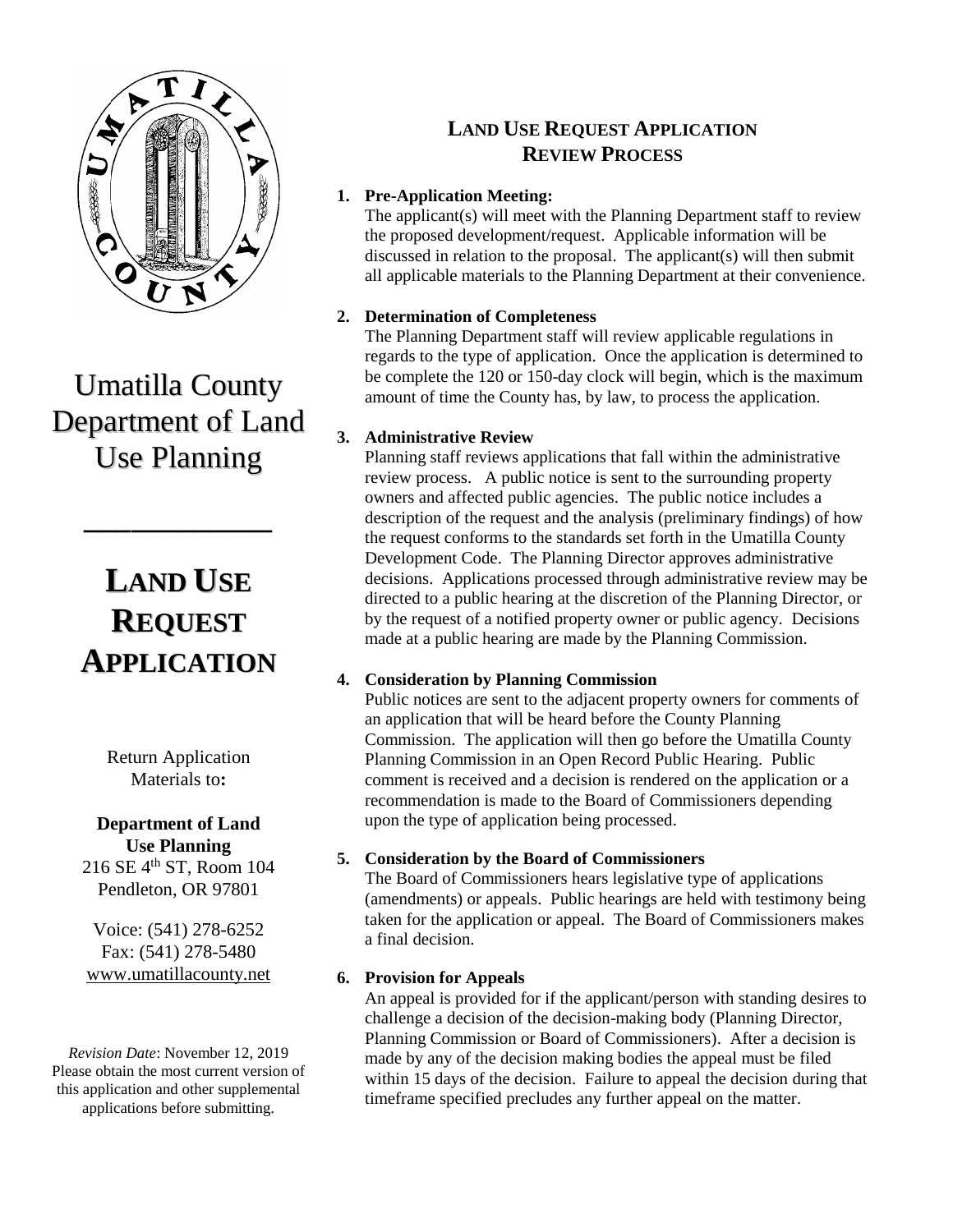# Umatilla County Department of Land Use Planning

---

# LAND USE REQUEST APPLICATION

Return Application Materials to:

**Department of Land Use Planning**
216 SE 4th ST, Room 104
Pendleton, OR 97801

Voice: (541) 278-6252
Fax: (541) 278-5480
www.umatillacounty.net

*Revision Date*: November 12, 2019
Please obtain the most current version of this application and other supplemental applications before submitting.

## LAND USE REQUEST APPLICATION REVIEW PROCESS

1. **Pre-Application Meeting:**
   The applicant(s) will meet with the Planning Department staff to review the proposed development/request. Applicable information will be discussed in relation to the proposal. The applicant(s) will then submit all applicable materials to the Planning Department at their convenience.

2. **Determination of Completeness**
   The Planning Department staff will review applicable regulations in regards to the type of application. Once the application is determined to be complete the 120 or 150-day clock will begin, which is the maximum amount of time the County has, by law, to process the application.

3. **Administrative Review**
   Planning staff reviews applications that fall within the administrative review process. A public notice is sent to the surrounding property owners and affected public agencies. The public notice includes a description of the request and the analysis (preliminary findings) of how the request conforms to the standards set forth in the Umatilla County Development Code. The Planning Director approves administrative decisions. Applications processed through administrative review may be directed to a public hearing at the discretion of the Planning Director, or by the request of a notified property owner or public agency. Decisions made at a public hearing are made by the Planning Commission.

4. **Consideration by Planning Commission**
   Public notices are sent to the adjacent property owners for comments of an application that will be heard before the County Planning Commission. The application will then go before the Umatilla County Planning Commission in an Open Record Public Hearing. Public comment is received and a decision is rendered on the application or a recommendation is made to the Board of Commissioners depending upon the type of application being processed.

5. **Consideration by the Board of Commissioners**
   The Board of Commissioners hears legislative type of applications (amendments) or appeals. Public hearings are held with testimony being taken for the application or appeal. The Board of Commissioners makes a final decision.

6. **Provision for Appeals**
   An appeal is provided for if the applicant/person with standing desires to challenge a decision of the decision-making body (Planning Director, Planning Commission or Board of Commissioners). After a decision is made by any of the decision making bodies the appeal must be filed within 15 days of the decision. Failure to appeal the decision during that timeframe specified precludes any further appeal on the matter.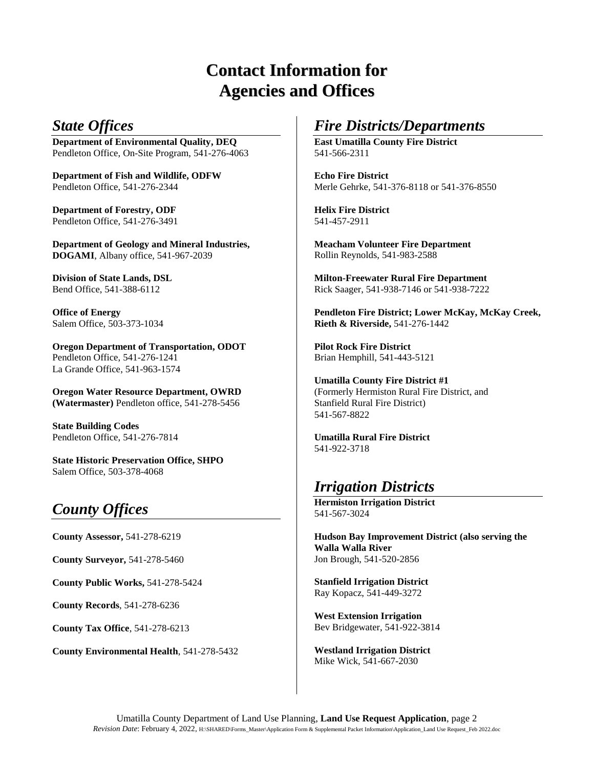# Contact Information for Agencies and Offices

## *State Offices*

**Department of Environmental Quality, DEQ**
Pendleton Office, On-Site Program, 541-276-4063

**Department of Fish and Wildlife, ODFW**
Pendleton Office, 541-276-2344

**Department of Forestry, ODF**
Pendleton Office, 541-276-3491

**Department of Geology and Mineral Industries, DOGAMI**, Albany office, 541-967-2039

**Division of State Lands, DSL**
Bend Office, 541-388-6112

**Office of Energy**
Salem Office, 503-373-1034

**Oregon Department of Transportation, ODOT**
Pendleton Office, 541-276-1241
La Grande Office, 541-963-1574

**Oregon Water Resource Department, OWRD (Watermaster)** Pendleton office, 541-278-5456

**State Building Codes**
Pendleton Office, 541-276-7814

**State Historic Preservation Office, SHPO**
Salem Office, 503-378-4068

## *County Offices*

**County Assessor,** 541-278-6219

**County Surveyor,** 541-278-5460

**County Public Works,** 541-278-5424

**County Records**, 541-278-6236

**County Tax Office**, 541-278-6213

**County Environmental Health**, 541-278-5432

## *Fire Districts/Departments*

**East Umatilla County Fire District**
541-566-2311

**Echo Fire District**
Merle Gehrke, 541-376-8118 or 541-376-8550

**Helix Fire District**
541-457-2911

**Meacham Volunteer Fire Department**
Rollin Reynolds, 541-983-2588

**Milton-Freewater Rural Fire Department**
Rick Saager, 541-938-7146 or 541-938-7222

**Pendleton Fire District; Lower McKay, McKay Creek, Rieth & Riverside,** 541-276-1442

**Pilot Rock Fire District**
Brian Hemphill, 541-443-5121

**Umatilla County Fire District #1**
(Formerly Hermiston Rural Fire District, and Stanfield Rural Fire District)
541-567-8822

**Umatilla Rural Fire District**
541-922-3718

## *Irrigation Districts*

**Hermiston Irrigation District**
541-567-3024

**Hudson Bay Improvement District (also serving the Walla Walla River**
Jon Brough, 541-520-2856

**Stanfield Irrigation District**
Ray Kopacz, 541-449-3272

**West Extension Irrigation**
Bev Bridgewater, 541-922-3814

**Westland Irrigation District**
Mike Wick, 541-667-2030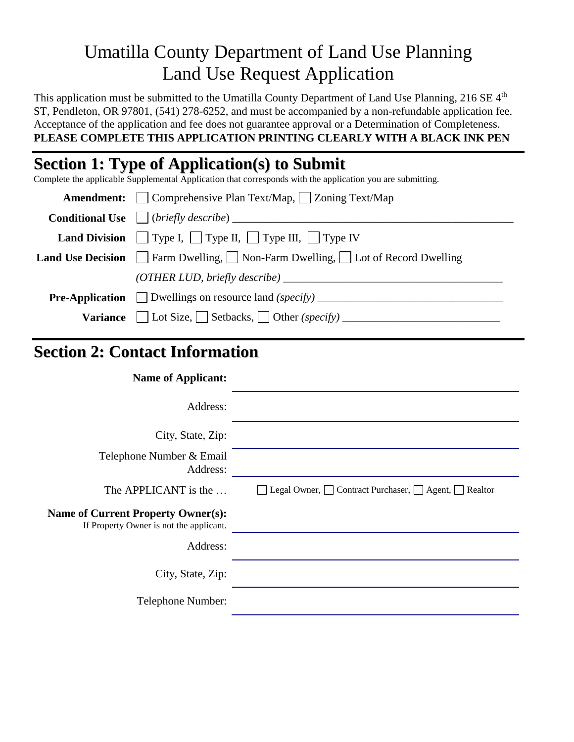# Umatilla County Department of Land Use Planning
# Land Use Request Application

This application must be submitted to the Umatilla County Department of Land Use Planning, 216 SE 4th ST, Pendleton, OR 97801, (541) 278-6252, and must be accompanied by a non-refundable application fee. Acceptance of the application and fee does not guarantee approval or a Determination of Completeness.
**PLEASE COMPLETE THIS APPLICATION PRINTING CLEARLY WITH A BLACK INK PEN**

## Section 1: Type of Application(s) to Submit

Complete the applicable Supplemental Application that corresponds with the application you are submitting.

**Amendment:** ☐ Comprehensive Plan Text/Map, ☐ Zoning Text/Map

**Conditional Use** ☐ (*briefly describe*) ____________________________________________

**Land Division** ☐ Type I, ☐ Type II, ☐ Type III, ☐ Type IV

**Land Use Decision** ☐ Farm Dwelling, ☐ Non-Farm Dwelling, ☐ Lot of Record Dwelling

*(OTHER LUD, briefly describe)* ____________________________________

**Pre-Application** ☐ Dwellings on resource land *(specify)* ______________________________

**Variance** ☐ Lot Size, ☐ Setbacks, ☐ Other *(specify)* __________________________

## Section 2: Contact Information

**Name of Applicant:** ____________________________________

Address: ____________________________________

City, State, Zip: ____________________________________

Telephone Number & Email Address: ____________________________________

The APPLICANT is the … ☐ Legal Owner, ☐ Contract Purchaser, ☐ Agent, ☐ Realtor

**Name of Current Property Owner(s):**
If Property Owner is not the applicant. ____________________________________

Address: ____________________________________

City, State, Zip: ____________________________________

Telephone Number: ____________________________________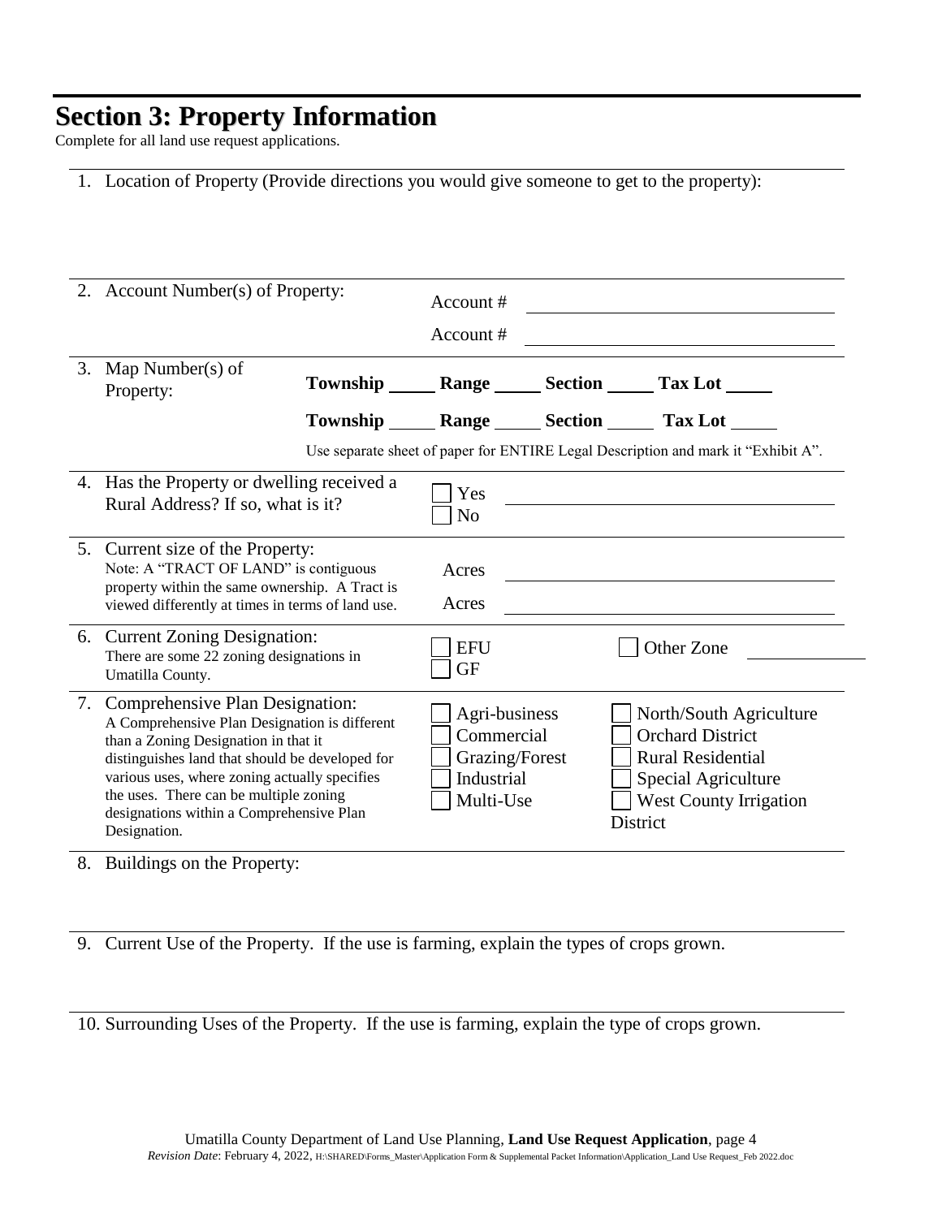## Section 3: Property Information

Complete for all land use request applications.

1. Location of Property (Provide directions you would give someone to get to the property):

2. Account Number(s) of Property: Account # \_\_\_\_\_\_\_\_\_\_ Account # \_\_\_\_\_\_\_\_\_\_

3. Map Number(s) of Property:

   **Township** \_\_\_\_\_ **Range** \_\_\_\_\_ **Section** \_\_\_\_\_ **Tax Lot** \_\_\_\_\_

   **Township** \_\_\_\_\_ **Range** \_\_\_\_\_ **Section** \_\_\_\_\_ **Tax Lot** \_\_\_\_\_

   Use separate sheet of paper for ENTIRE Legal Description and mark it "Exhibit A".

4. Has the Property or dwelling received a Rural Address? If so, what is it?

   ☐ Yes \_\_\_\_\_\_\_\_\_\_
   ☐ No

5. Current size of the Property:
   Note: A "TRACT OF LAND" is contiguous property within the same ownership. A Tract is viewed differently at times in terms of land use.

   Acres \_\_\_\_\_\_\_\_\_\_
   Acres \_\_\_\_\_\_\_\_\_\_

6. Current Zoning Designation:
   There are some 22 zoning designations in Umatilla County.

   ☐ EFU
   ☐ GF
   ☐ Other Zone \_\_\_\_\_\_\_\_\_\_

7. Comprehensive Plan Designation:
   A Comprehensive Plan Designation is different than a Zoning Designation in that it distinguishes land that should be developed for various uses, where zoning actually specifies the uses. There can be multiple zoning designations within a Comprehensive Plan Designation.

   ☐ Agri-business
   ☐ Commercial
   ☐ Grazing/Forest
   ☐ Industrial
   ☐ Multi-Use
   ☐ North/South Agriculture
   ☐ Orchard District
   ☐ Rural Residential
   ☐ Special Agriculture
   ☐ West County Irrigation District

8. Buildings on the Property:

9. Current Use of the Property. If the use is farming, explain the types of crops grown.

10. Surrounding Uses of the Property. If the use is farming, explain the type of crops grown.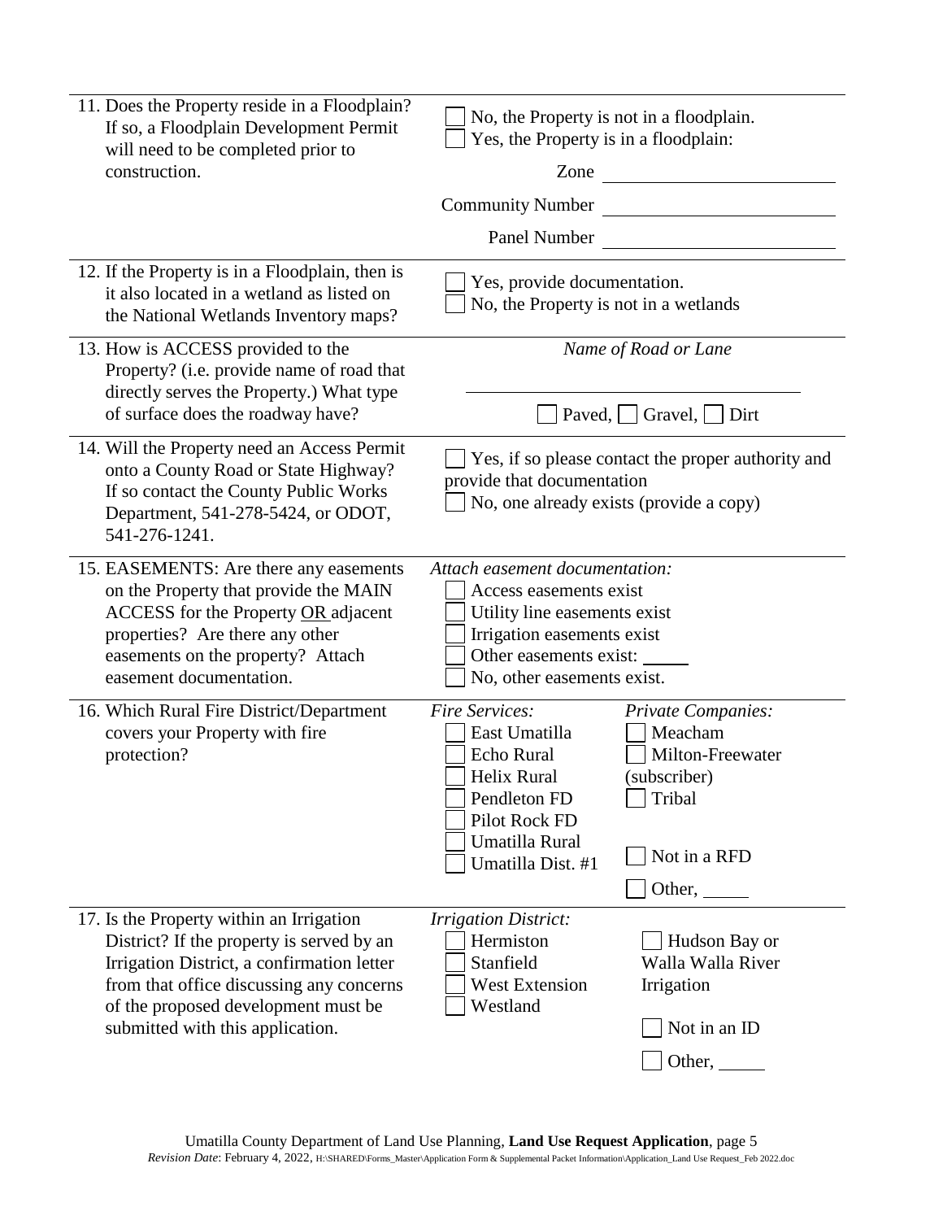| | |
|---|---|
| 11. Does the Property reside in a Floodplain? If so, a Floodplain Development Permit will need to be completed prior to construction. | ☐ No, the Property is not in a floodplain.<br>☐ Yes, the Property is in a floodplain:<br>Zone \_\_\_\_\_\_\_\_\_\_<br>Community Number \_\_\_\_\_\_\_\_\_\_<br>Panel Number \_\_\_\_\_\_\_\_\_\_ |
| 12. If the Property is in a Floodplain, then is it also located in a wetland as listed on the National Wetlands Inventory maps? | ☐ Yes, provide documentation.<br>☐ No, the Property is not in a wetlands |
| 13. How is ACCESS provided to the Property? (i.e. provide name of road that directly serves the Property.) What type of surface does the roadway have? | *Name of Road or Lane*<br>\_\_\_\_\_\_\_\_\_\_<br>☐ Paved, ☐ Gravel, ☐ Dirt |
| 14. Will the Property need an Access Permit onto a County Road or State Highway? If so contact the County Public Works Department, 541-278-5424, or ODOT, 541-276-1241. | ☐ Yes, if so please contact the proper authority and provide that documentation<br>☐ No, one already exists (provide a copy) |
| 15. EASEMENTS: Are there any easements on the Property that provide the MAIN ACCESS for the Property <u>OR</u> adjacent properties? Are there any other easements on the property? Attach easement documentation. | *Attach easement documentation:*<br>☐ Access easements exist<br>☐ Utility line easements exist<br>☐ Irrigation easements exist<br>☐ Other easements exist: \_\_\_\_\_<br>☐ No, other easements exist. |
| 16. Which Rural Fire District/Department covers your Property with fire protection? | *Fire Services:*<br>☐ East Umatilla<br>☐ Echo Rural<br>☐ Helix Rural<br>☐ Pendleton FD<br>☐ Pilot Rock FD<br>☐ Umatilla Rural<br>☐ Umatilla Dist. #1<br>*Private Companies:*<br>☐ Meacham<br>☐ Milton-Freewater (subscriber)<br>☐ Tribal<br>☐ Not in a RFD<br>☐ Other, \_\_\_\_\_ |
| 17. Is the Property within an Irrigation District? If the property is served by an Irrigation District, a confirmation letter from that office discussing any concerns of the proposed development must be submitted with this application. | *Irrigation District:*<br>☐ Hermiston<br>☐ Stanfield<br>☐ West Extension<br>☐ Westland<br>☐ Hudson Bay or Walla Walla River Irrigation<br>☐ Not in an ID<br>☐ Other, \_\_\_\_\_ |

Umatilla County Department of Land Use Planning, **Land Use Request Application**, page 5
*Revision Date*: February 4, 2022, H:\SHARED\Forms_Master\Application Form & Supplemental Packet Information\Application_Land Use Request_Feb 2022.doc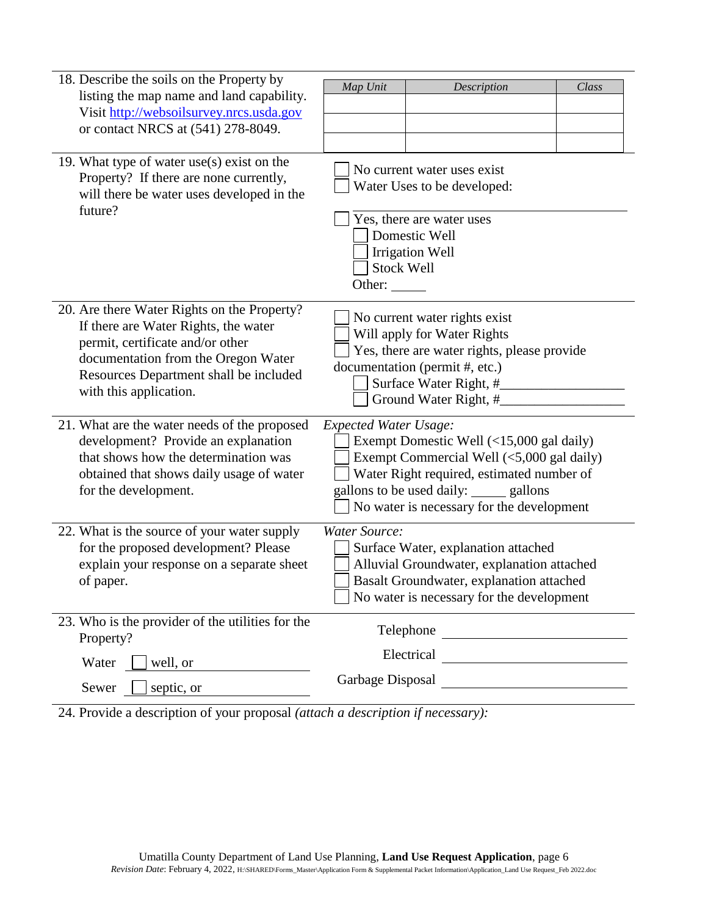18. Describe the soils on the Property by listing the map name and land capability. Visit http://websoilsurvey.nrcs.usda.gov or contact NRCS at (541) 278-8049.

| *Map Unit* | *Description* | *Class* |
|---|---|---|
| | | |
| | | |
| | | |

19. What type of water use(s) exist on the Property? If there are none currently, will there be water uses developed in the future?

- [ ] No current water uses exist
- [ ] Water Uses to be developed: ____________________
- [ ] Yes, there are water uses
  - [ ] Domestic Well
  - [ ] Irrigation Well
  - [ ] Stock Well
  - Other: _____

20. Are there Water Rights on the Property? If there are Water Rights, the water permit, certificate and/or other documentation from the Oregon Water Resources Department shall be included with this application.

- [ ] No current water rights exist
- [ ] Will apply for Water Rights
- [ ] Yes, there are water rights, please provide documentation (permit #, etc.)
  - [ ] Surface Water Right, #_________________
  - [ ] Ground Water Right, #_________________

21. What are the water needs of the proposed development? Provide an explanation that shows how the determination was obtained that shows daily usage of water for the development.

*Expected Water Usage:*

- [ ] Exempt Domestic Well (<15,000 gal daily)
- [ ] Exempt Commercial Well (<5,000 gal daily)
- [ ] Water Right required, estimated number of gallons to be used daily: _____ gallons
- [ ] No water is necessary for the development

22. What is the source of your water supply for the proposed development? Please explain your response on a separate sheet of paper.

*Water Source:*

- [ ] Surface Water, explanation attached
- [ ] Alluvial Groundwater, explanation attached
- [ ] Basalt Groundwater, explanation attached
- [ ] No water is necessary for the development

23. Who is the provider of the utilities for the Property?

Water [ ] well, or ____________________

Sewer [ ] septic, or ____________________

Telephone ____________________

Electrical ____________________

Garbage Disposal ____________________

24. Provide a description of your proposal *(attach a description if necessary):*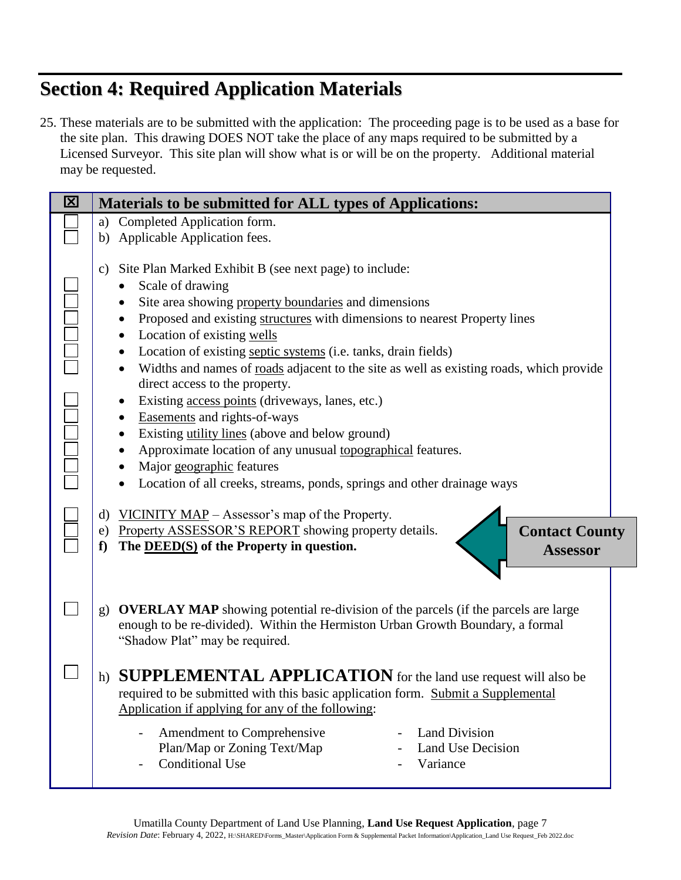## Section 4: Required Application Materials

25. These materials are to be submitted with the application: The proceeding page is to be used as a base for the site plan. This drawing DOES NOT take the place of any maps required to be submitted by a Licensed Surveyor. This site plan will show what is or will be on the property. Additional material may be requested.

| ☒ | Materials to be submitted for ALL types of Applications: |
|---|---|
| ☐ | a) Completed Application form. |
| ☐ | b) Applicable Application fees. |
| | c) Site Plan Marked Exhibit B (see next page) to include: |
| ☐ | • Scale of drawing |
| ☐ | • Site area showing property boundaries and dimensions |
| ☐ | • Proposed and existing structures with dimensions to nearest Property lines |
| ☐ | • Location of existing wells |
| ☐ | • Location of existing septic systems (i.e. tanks, drain fields) |
| ☐ | • Widths and names of roads adjacent to the site as well as existing roads, which provide direct access to the property. |
| ☐ | • Existing access points (driveways, lanes, etc.) |
| ☐ | • Easements and rights-of-ways |
| ☐ | • Existing utility lines (above and below ground) |
| ☐ | • Approximate location of any unusual topographical features. |
| ☐ | • Major geographic features |
| ☐ | • Location of all creeks, streams, ponds, springs and other drainage ways |
| ☐ | d) VICINITY MAP – Assessor's map of the Property. |
| ☐ | e) Property ASSESSOR'S REPORT showing property details. |
| ☐ | **f) The DEED(S) of the Property in question.** |
| ☐ | g) **OVERLAY MAP** showing potential re-division of the parcels (if the parcels are large enough to be re-divided). Within the Hermiston Urban Growth Boundary, a formal "Shadow Plat" may be required. |
| ☐ | h) **SUPPLEMENTAL APPLICATION** for the land use request will also be required to be submitted with this basic application form. Submit a Supplemental Application if applying for any of the following:<br>- Amendment to Comprehensive Plan/Map or Zoning Text/Map<br>- Conditional Use<br>- Land Division<br>- Land Use Decision<br>- Variance |

**Contact County Assessor**

Umatilla County Department of Land Use Planning, **Land Use Request Application**, page 7
*Revision Date*: February 4, 2022, H:\SHARED\Forms_Master\Application Form & Supplemental Packet Information\Application_Land Use Request_Feb 2022.doc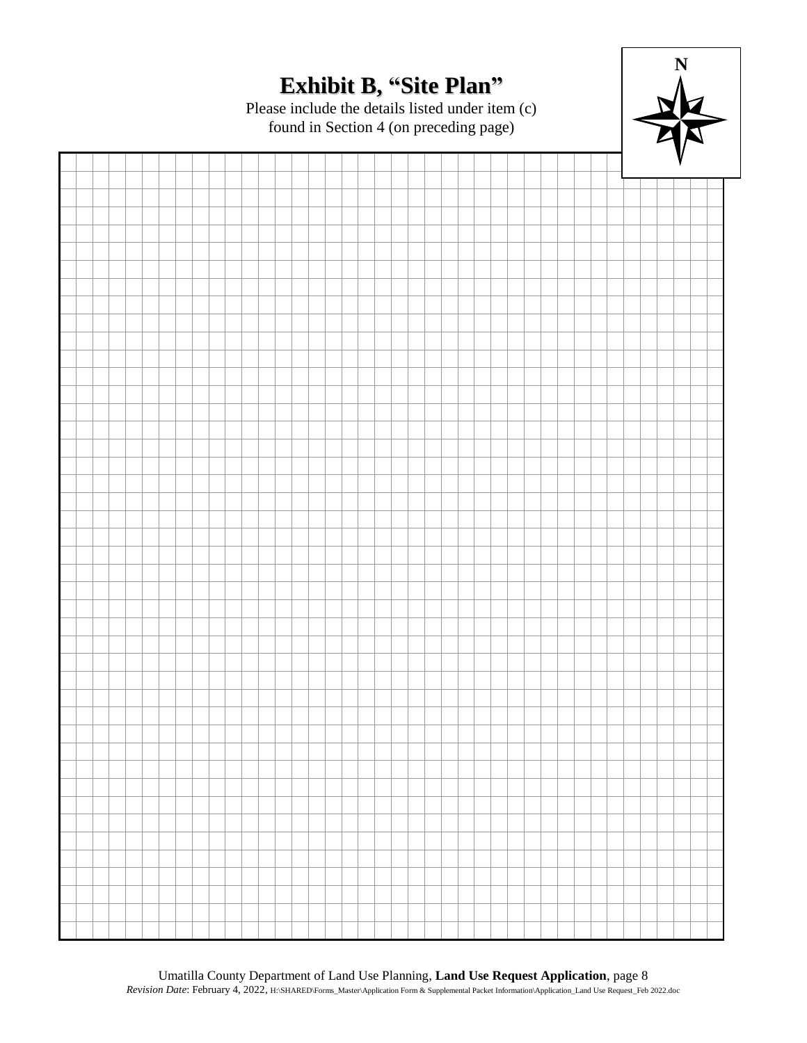# Exhibit B, "Site Plan"

Please include the details listed under item (c) found in Section 4 (on preceding page)

N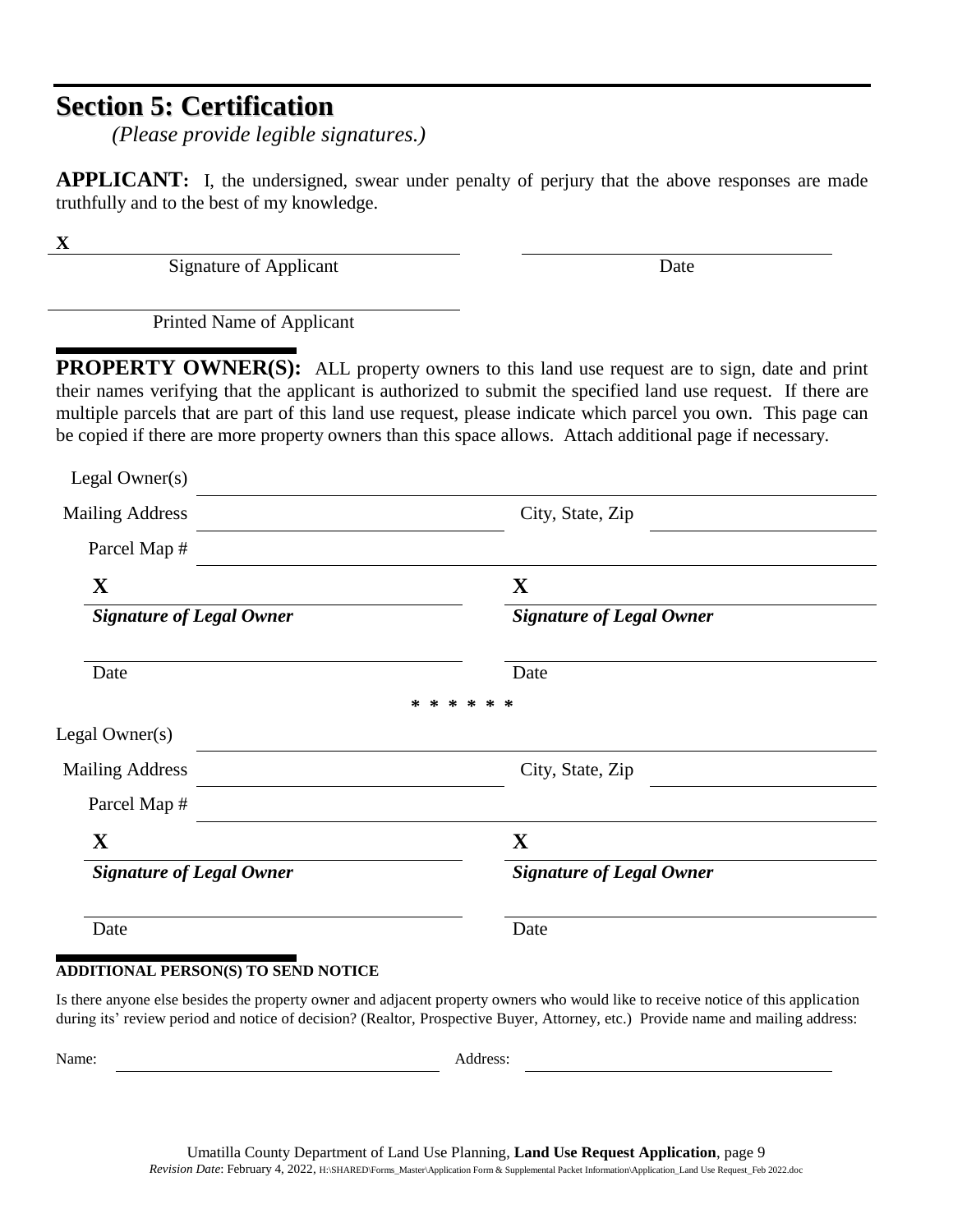## Section 5: Certification

*(Please provide legible signatures.)*

**APPLICANT:** I, the undersigned, swear under penalty of perjury that the above responses are made truthfully and to the best of my knowledge.

X ______________________________ ______________________________

Signature of Applicant Date

______________________________

Printed Name of Applicant

**PROPERTY OWNER(S):** ALL property owners to this land use request are to sign, date and print their names verifying that the applicant is authorized to submit the specified land use request. If there are multiple parcels that are part of this land use request, please indicate which parcel you own. This page can be copied if there are more property owners than this space allows. Attach additional page if necessary.

Legal Owner(s) ______________________________

Mailing Address ______________________________ City, State, Zip ______________________________

Parcel Map # ______________________________

**X** ______________________________ **X** ______________________________

***Signature of Legal Owner*** ***Signature of Legal Owner***

______________________________ ______________________________

Date Date

\* \* \* \* \* \*

Legal Owner(s) ______________________________

Mailing Address ______________________________ City, State, Zip ______________________________

Parcel Map # ______________________________

**X** ______________________________ **X** ______________________________

***Signature of Legal Owner*** ***Signature of Legal Owner***

______________________________ ______________________________

Date Date

**ADDITIONAL PERSON(S) TO SEND NOTICE**

Is there anyone else besides the property owner and adjacent property owners who would like to receive notice of this application during its' review period and notice of decision? (Realtor, Prospective Buyer, Attorney, etc.) Provide name and mailing address:

Name: ______________________________ Address: ______________________________

Umatilla County Department of Land Use Planning, **Land Use Request Application**, page 9

*Revision Date*: February 4, 2022, H:\SHARED\Forms_Master\Application Form & Supplemental Packet Information\Application_Land Use Request_Feb 2022.doc